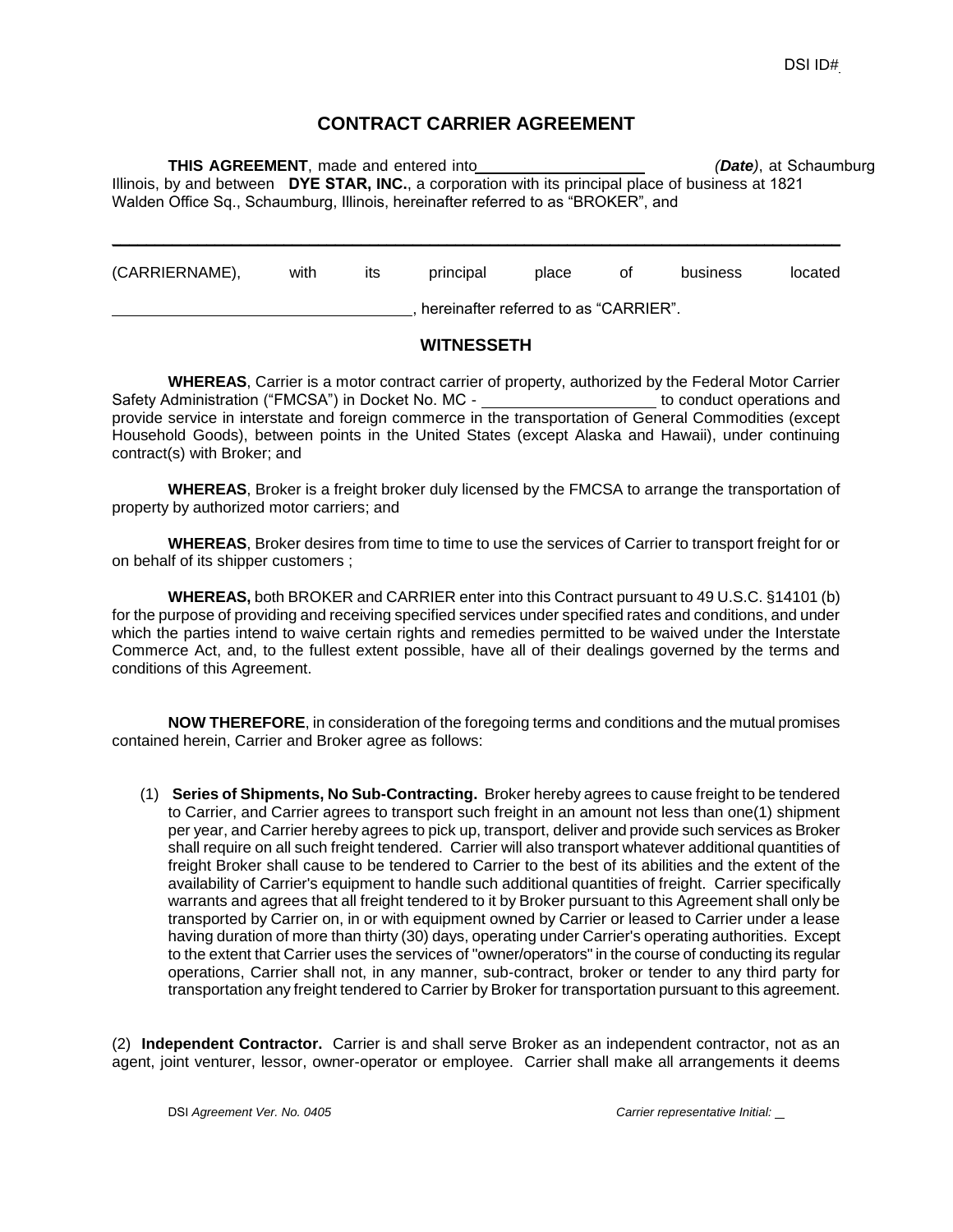DSI ID#

# CONTRACT CARRIER AGREEMENT

**THIS AGREEMENT**, made and entered into____________________ *(**Date**)*, at Schaumburg Illinois, by and between **DYE STAR, INC.**, a corporation with its principal place of business at 1821 Walden Office Sq., Schaumburg, Illinois, hereinafter referred to as "BROKER", and

______________________________________________________________________________

(CARRIERNAME), with its principal place of business located ___________________________________, hereinafter referred to as "CARRIER".

## WITNESSETH

**WHEREAS**, Carrier is a motor contract carrier of property, authorized by the Federal Motor Carrier Safety Administration ("FMCSA") in Docket No. MC - ____________________ to conduct operations and provide service in interstate and foreign commerce in the transportation of General Commodities (except Household Goods), between points in the United States (except Alaska and Hawaii), under continuing contract(s) with Broker; and

**WHEREAS**, Broker is a freight broker duly licensed by the FMCSA to arrange the transportation of property by authorized motor carriers; and

**WHEREAS**, Broker desires from time to time to use the services of Carrier to transport freight for or on behalf of its shipper customers ;

**WHEREAS,** both BROKER and CARRIER enter into this Contract pursuant to 49 U.S.C. §14101 (b) for the purpose of providing and receiving specified services under specified rates and conditions, and under which the parties intend to waive certain rights and remedies permitted to be waived under the Interstate Commerce Act, and, to the fullest extent possible, have all of their dealings governed by the terms and conditions of this Agreement.

**NOW THEREFORE**, in consideration of the foregoing terms and conditions and the mutual promises contained herein, Carrier and Broker agree as follows:

(1) **Series of Shipments, No Sub-Contracting.** Broker hereby agrees to cause freight to be tendered to Carrier, and Carrier agrees to transport such freight in an amount not less than one(1) shipment per year, and Carrier hereby agrees to pick up, transport, deliver and provide such services as Broker shall require on all such freight tendered. Carrier will also transport whatever additional quantities of freight Broker shall cause to be tendered to Carrier to the best of its abilities and the extent of the availability of Carrier's equipment to handle such additional quantities of freight. Carrier specifically warrants and agrees that all freight tendered to it by Broker pursuant to this Agreement shall only be transported by Carrier on, in or with equipment owned by Carrier or leased to Carrier under a lease having duration of more than thirty (30) days, operating under Carrier's operating authorities. Except to the extent that Carrier uses the services of "owner/operators" in the course of conducting its regular operations, Carrier shall not, in any manner, sub-contract, broker or tender to any third party for transportation any freight tendered to Carrier by Broker for transportation pursuant to this agreement.

(2) **Independent Contractor.** Carrier is and shall serve Broker as an independent contractor, not as an agent, joint venturer, lessor, owner-operator or employee. Carrier shall make all arrangements it deems

DSI *Agreement Ver. No. 0405* *Carrier representative Initial:* __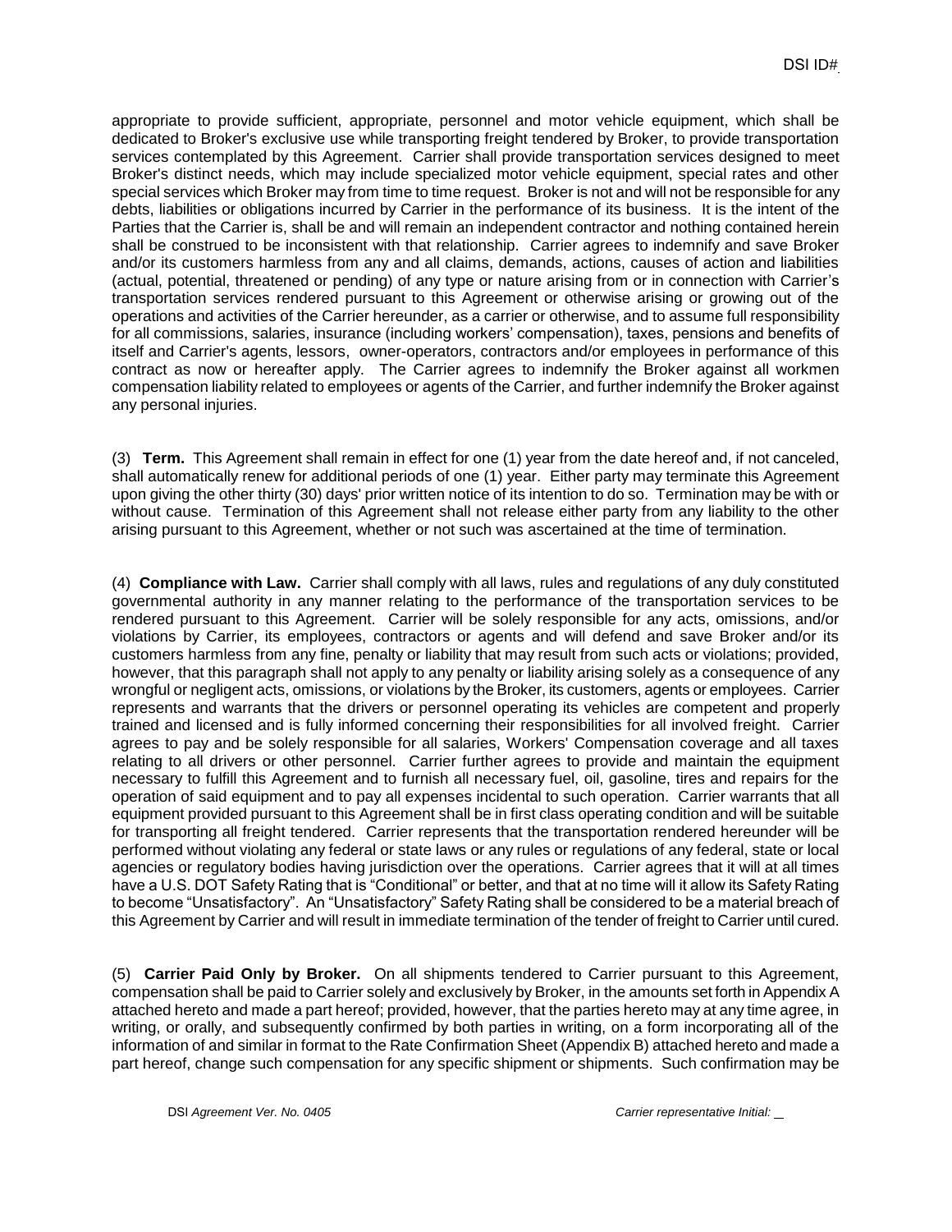appropriate to provide sufficient, appropriate, personnel and motor vehicle equipment, which shall be dedicated to Broker's exclusive use while transporting freight tendered by Broker, to provide transportation services contemplated by this Agreement. Carrier shall provide transportation services designed to meet Broker's distinct needs, which may include specialized motor vehicle equipment, special rates and other special services which Broker may from time to time request. Broker is not and will not be responsible for any debts, liabilities or obligations incurred by Carrier in the performance of its business. It is the intent of the Parties that the Carrier is, shall be and will remain an independent contractor and nothing contained herein shall be construed to be inconsistent with that relationship. Carrier agrees to indemnify and save Broker and/or its customers harmless from any and all claims, demands, actions, causes of action and liabilities (actual, potential, threatened or pending) of any type or nature arising from or in connection with Carrier's transportation services rendered pursuant to this Agreement or otherwise arising or growing out of the operations and activities of the Carrier hereunder, as a carrier or otherwise, and to assume full responsibility for all commissions, salaries, insurance (including workers' compensation), taxes, pensions and benefits of itself and Carrier's agents, lessors, owner-operators, contractors and/or employees in performance of this contract as now or hereafter apply. The Carrier agrees to indemnify the Broker against all workmen compensation liability related to employees or agents of the Carrier, and further indemnify the Broker against any personal injuries.

(3) **Term.** This Agreement shall remain in effect for one (1) year from the date hereof and, if not canceled, shall automatically renew for additional periods of one (1) year. Either party may terminate this Agreement upon giving the other thirty (30) days' prior written notice of its intention to do so. Termination may be with or without cause. Termination of this Agreement shall not release either party from any liability to the other arising pursuant to this Agreement, whether or not such was ascertained at the time of termination.

(4) **Compliance with Law.** Carrier shall comply with all laws, rules and regulations of any duly constituted governmental authority in any manner relating to the performance of the transportation services to be rendered pursuant to this Agreement. Carrier will be solely responsible for any acts, omissions, and/or violations by Carrier, its employees, contractors or agents and will defend and save Broker and/or its customers harmless from any fine, penalty or liability that may result from such acts or violations; provided, however, that this paragraph shall not apply to any penalty or liability arising solely as a consequence of any wrongful or negligent acts, omissions, or violations by the Broker, its customers, agents or employees. Carrier represents and warrants that the drivers or personnel operating its vehicles are competent and properly trained and licensed and is fully informed concerning their responsibilities for all involved freight. Carrier agrees to pay and be solely responsible for all salaries, Workers' Compensation coverage and all taxes relating to all drivers or other personnel. Carrier further agrees to provide and maintain the equipment necessary to fulfill this Agreement and to furnish all necessary fuel, oil, gasoline, tires and repairs for the operation of said equipment and to pay all expenses incidental to such operation. Carrier warrants that all equipment provided pursuant to this Agreement shall be in first class operating condition and will be suitable for transporting all freight tendered. Carrier represents that the transportation rendered hereunder will be performed without violating any federal or state laws or any rules or regulations of any federal, state or local agencies or regulatory bodies having jurisdiction over the operations. Carrier agrees that it will at all times have a U.S. DOT Safety Rating that is "Conditional" or better, and that at no time will it allow its Safety Rating to become "Unsatisfactory". An "Unsatisfactory" Safety Rating shall be considered to be a material breach of this Agreement by Carrier and will result in immediate termination of the tender of freight to Carrier until cured.

(5) **Carrier Paid Only by Broker.** On all shipments tendered to Carrier pursuant to this Agreement, compensation shall be paid to Carrier solely and exclusively by Broker, in the amounts set forth in Appendix A attached hereto and made a part hereof; provided, however, that the parties hereto may at any time agree, in writing, or orally, and subsequently confirmed by both parties in writing, on a form incorporating all of the information of and similar in format to the Rate Confirmation Sheet (Appendix B) attached hereto and made a part hereof, change such compensation for any specific shipment or shipments. Such confirmation may be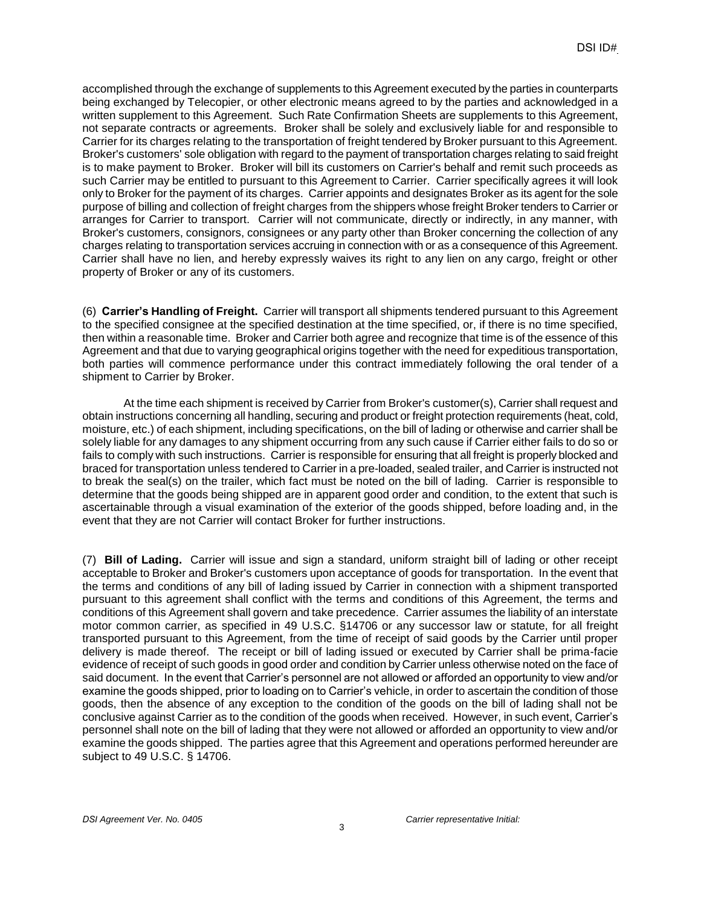accomplished through the exchange of supplements to this Agreement executed by the parties in counterparts being exchanged by Telecopier, or other electronic means agreed to by the parties and acknowledged in a written supplement to this Agreement. Such Rate Confirmation Sheets are supplements to this Agreement, not separate contracts or agreements. Broker shall be solely and exclusively liable for and responsible to Carrier for its charges relating to the transportation of freight tendered by Broker pursuant to this Agreement. Broker's customers' sole obligation with regard to the payment of transportation charges relating to said freight is to make payment to Broker. Broker will bill its customers on Carrier's behalf and remit such proceeds as such Carrier may be entitled to pursuant to this Agreement to Carrier. Carrier specifically agrees it will look only to Broker for the payment of its charges. Carrier appoints and designates Broker as its agent for the sole purpose of billing and collection of freight charges from the shippers whose freight Broker tenders to Carrier or arranges for Carrier to transport. Carrier will not communicate, directly or indirectly, in any manner, with Broker's customers, consignors, consignees or any party other than Broker concerning the collection of any charges relating to transportation services accruing in connection with or as a consequence of this Agreement. Carrier shall have no lien, and hereby expressly waives its right to any lien on any cargo, freight or other property of Broker or any of its customers.

(6) **Carrier's Handling of Freight.** Carrier will transport all shipments tendered pursuant to this Agreement to the specified consignee at the specified destination at the time specified, or, if there is no time specified, then within a reasonable time. Broker and Carrier both agree and recognize that time is of the essence of this Agreement and that due to varying geographical origins together with the need for expeditious transportation, both parties will commence performance under this contract immediately following the oral tender of a shipment to Carrier by Broker.

At the time each shipment is received by Carrier from Broker's customer(s), Carrier shall request and obtain instructions concerning all handling, securing and product or freight protection requirements (heat, cold, moisture, etc.) of each shipment, including specifications, on the bill of lading or otherwise and carrier shall be solely liable for any damages to any shipment occurring from any such cause if Carrier either fails to do so or fails to comply with such instructions. Carrier is responsible for ensuring that all freight is properly blocked and braced for transportation unless tendered to Carrier in a pre-loaded, sealed trailer, and Carrier is instructed not to break the seal(s) on the trailer, which fact must be noted on the bill of lading. Carrier is responsible to determine that the goods being shipped are in apparent good order and condition, to the extent that such is ascertainable through a visual examination of the exterior of the goods shipped, before loading and, in the event that they are not Carrier will contact Broker for further instructions.

(7) **Bill of Lading.** Carrier will issue and sign a standard, uniform straight bill of lading or other receipt acceptable to Broker and Broker's customers upon acceptance of goods for transportation. In the event that the terms and conditions of any bill of lading issued by Carrier in connection with a shipment transported pursuant to this agreement shall conflict with the terms and conditions of this Agreement, the terms and conditions of this Agreement shall govern and take precedence. Carrier assumes the liability of an interstate motor common carrier, as specified in 49 U.S.C. §14706 or any successor law or statute, for all freight transported pursuant to this Agreement, from the time of receipt of said goods by the Carrier until proper delivery is made thereof. The receipt or bill of lading issued or executed by Carrier shall be prima-facie evidence of receipt of such goods in good order and condition by Carrier unless otherwise noted on the face of said document. In the event that Carrier's personnel are not allowed or afforded an opportunity to view and/or examine the goods shipped, prior to loading on to Carrier's vehicle, in order to ascertain the condition of those goods, then the absence of any exception to the condition of the goods on the bill of lading shall not be conclusive against Carrier as to the condition of the goods when received. However, in such event, Carrier's personnel shall note on the bill of lading that they were not allowed or afforded an opportunity to view and/or examine the goods shipped. The parties agree that this Agreement and operations performed hereunder are subject to 49 U.S.C. § 14706.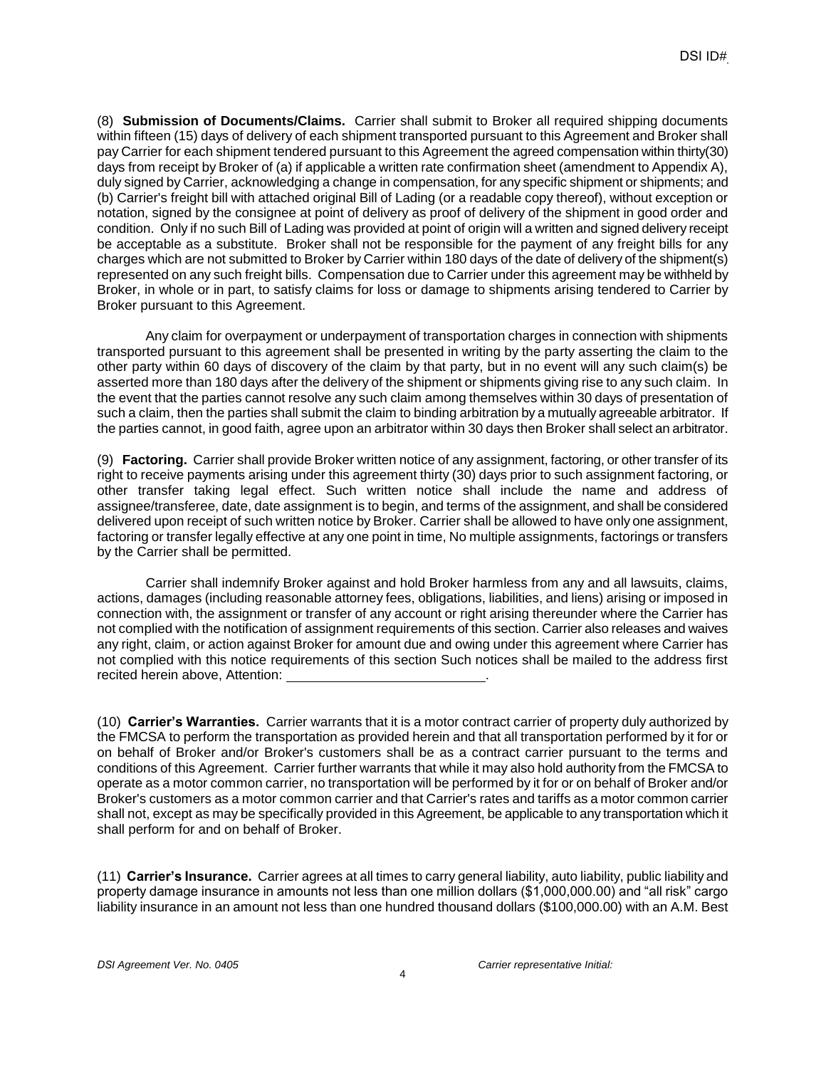(8) **Submission of Documents/Claims.** Carrier shall submit to Broker all required shipping documents within fifteen (15) days of delivery of each shipment transported pursuant to this Agreement and Broker shall pay Carrier for each shipment tendered pursuant to this Agreement the agreed compensation within thirty(30) days from receipt by Broker of (a) if applicable a written rate confirmation sheet (amendment to Appendix A), duly signed by Carrier, acknowledging a change in compensation, for any specific shipment or shipments; and (b) Carrier's freight bill with attached original Bill of Lading (or a readable copy thereof), without exception or notation, signed by the consignee at point of delivery as proof of delivery of the shipment in good order and condition. Only if no such Bill of Lading was provided at point of origin will a written and signed delivery receipt be acceptable as a substitute. Broker shall not be responsible for the payment of any freight bills for any charges which are not submitted to Broker by Carrier within 180 days of the date of delivery of the shipment(s) represented on any such freight bills. Compensation due to Carrier under this agreement may be withheld by Broker, in whole or in part, to satisfy claims for loss or damage to shipments arising tendered to Carrier by Broker pursuant to this Agreement.

Any claim for overpayment or underpayment of transportation charges in connection with shipments transported pursuant to this agreement shall be presented in writing by the party asserting the claim to the other party within 60 days of discovery of the claim by that party, but in no event will any such claim(s) be asserted more than 180 days after the delivery of the shipment or shipments giving rise to any such claim. In the event that the parties cannot resolve any such claim among themselves within 30 days of presentation of such a claim, then the parties shall submit the claim to binding arbitration by a mutually agreeable arbitrator. If the parties cannot, in good faith, agree upon an arbitrator within 30 days then Broker shall select an arbitrator.

(9) **Factoring.** Carrier shall provide Broker written notice of any assignment, factoring, or other transfer of its right to receive payments arising under this agreement thirty (30) days prior to such assignment factoring, or other transfer taking legal effect. Such written notice shall include the name and address of assignee/transferee, date, date assignment is to begin, and terms of the assignment, and shall be considered delivered upon receipt of such written notice by Broker. Carrier shall be allowed to have only one assignment, factoring or transfer legally effective at any one point in time, No multiple assignments, factorings or transfers by the Carrier shall be permitted.

Carrier shall indemnify Broker against and hold Broker harmless from any and all lawsuits, claims, actions, damages (including reasonable attorney fees, obligations, liabilities, and liens) arising or imposed in connection with, the assignment or transfer of any account or right arising thereunder where the Carrier has not complied with the notification of assignment requirements of this section. Carrier also releases and waives any right, claim, or action against Broker for amount due and owing under this agreement where Carrier has not complied with this notice requirements of this section Such notices shall be mailed to the address first recited herein above, Attention: ______________________________.

(10) **Carrier's Warranties.** Carrier warrants that it is a motor contract carrier of property duly authorized by the FMCSA to perform the transportation as provided herein and that all transportation performed by it for or on behalf of Broker and/or Broker's customers shall be as a contract carrier pursuant to the terms and conditions of this Agreement. Carrier further warrants that while it may also hold authority from the FMCSA to operate as a motor common carrier, no transportation will be performed by it for or on behalf of Broker and/or Broker's customers as a motor common carrier and that Carrier's rates and tariffs as a motor common carrier shall not, except as may be specifically provided in this Agreement, be applicable to any transportation which it shall perform for and on behalf of Broker.

(11) **Carrier's Insurance.** Carrier agrees at all times to carry general liability, auto liability, public liability and property damage insurance in amounts not less than one million dollars ($1,000,000.00) and "all risk" cargo liability insurance in an amount not less than one hundred thousand dollars ($100,000.00) with an A.M. Best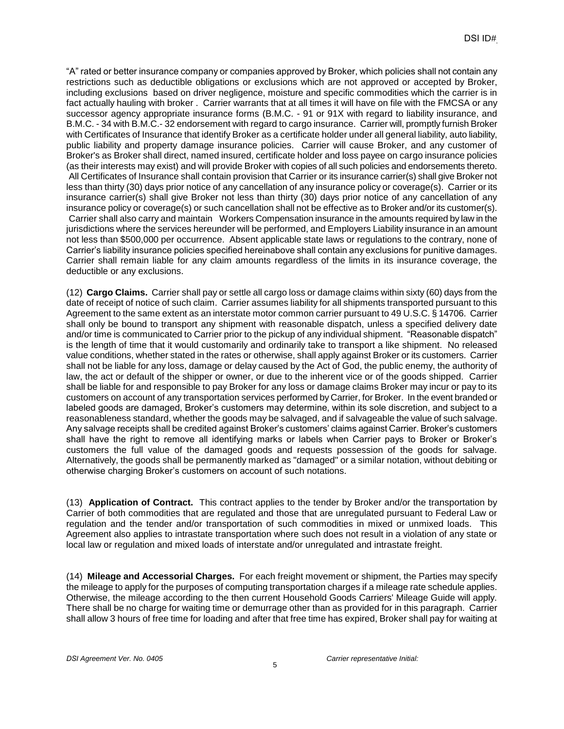"A" rated or better insurance company or companies approved by Broker, which policies shall not contain any restrictions such as deductible obligations or exclusions which are not approved or accepted by Broker, including exclusions based on driver negligence, moisture and specific commodities which the carrier is in fact actually hauling with broker . Carrier warrants that at all times it will have on file with the FMCSA or any successor agency appropriate insurance forms (B.M.C. - 91 or 91X with regard to liability insurance, and B.M.C. - 34 with B.M.C.- 32 endorsement with regard to cargo insurance. Carrier will, promptly furnish Broker with Certificates of Insurance that identify Broker as a certificate holder under all general liability, auto liability, public liability and property damage insurance policies. Carrier will cause Broker, and any customer of Broker's as Broker shall direct, named insured, certificate holder and loss payee on cargo insurance policies (as their interests may exist) and will provide Broker with copies of all such policies and endorsements thereto. All Certificates of Insurance shall contain provision that Carrier or its insurance carrier(s) shall give Broker not less than thirty (30) days prior notice of any cancellation of any insurance policy or coverage(s). Carrier or its insurance carrier(s) shall give Broker not less than thirty (30) days prior notice of any cancellation of any insurance policy or coverage(s) or such cancellation shall not be effective as to Broker and/or its customer(s). Carrier shall also carry and maintain Workers Compensation insurance in the amounts required by law in the jurisdictions where the services hereunder will be performed, and Employers Liability insurance in an amount not less than $500,000 per occurrence. Absent applicable state laws or regulations to the contrary, none of Carrier's liability insurance policies specified hereinabove shall contain any exclusions for punitive damages. Carrier shall remain liable for any claim amounts regardless of the limits in its insurance coverage, the deductible or any exclusions.

(12) **Cargo Claims.** Carrier shall pay or settle all cargo loss or damage claims within sixty (60) days from the date of receipt of notice of such claim. Carrier assumes liability for all shipments transported pursuant to this Agreement to the same extent as an interstate motor common carrier pursuant to 49 U.S.C. § 14706. Carrier shall only be bound to transport any shipment with reasonable dispatch, unless a specified delivery date and/or time is communicated to Carrier prior to the pickup of any individual shipment. "Reasonable dispatch" is the length of time that it would customarily and ordinarily take to transport a like shipment. No released value conditions, whether stated in the rates or otherwise, shall apply against Broker or its customers. Carrier shall not be liable for any loss, damage or delay caused by the Act of God, the public enemy, the authority of law, the act or default of the shipper or owner, or due to the inherent vice or of the goods shipped. Carrier shall be liable for and responsible to pay Broker for any loss or damage claims Broker may incur or pay to its customers on account of any transportation services performed by Carrier, for Broker. In the event branded or labeled goods are damaged, Broker's customers may determine, within its sole discretion, and subject to a reasonableness standard, whether the goods may be salvaged, and if salvageable the value of such salvage. Any salvage receipts shall be credited against Broker's customers' claims against Carrier. Broker's customers shall have the right to remove all identifying marks or labels when Carrier pays to Broker or Broker's customers the full value of the damaged goods and requests possession of the goods for salvage. Alternatively, the goods shall be permanently marked as "damaged" or a similar notation, without debiting or otherwise charging Broker's customers on account of such notations.

(13) **Application of Contract.** This contract applies to the tender by Broker and/or the transportation by Carrier of both commodities that are regulated and those that are unregulated pursuant to Federal Law or regulation and the tender and/or transportation of such commodities in mixed or unmixed loads. This Agreement also applies to intrastate transportation where such does not result in a violation of any state or local law or regulation and mixed loads of interstate and/or unregulated and intrastate freight.

(14) **Mileage and Accessorial Charges.** For each freight movement or shipment, the Parties may specify the mileage to apply for the purposes of computing transportation charges if a mileage rate schedule applies. Otherwise, the mileage according to the then current Household Goods Carriers' Mileage Guide will apply. There shall be no charge for waiting time or demurrage other than as provided for in this paragraph. Carrier shall allow 3 hours of free time for loading and after that free time has expired, Broker shall pay for waiting at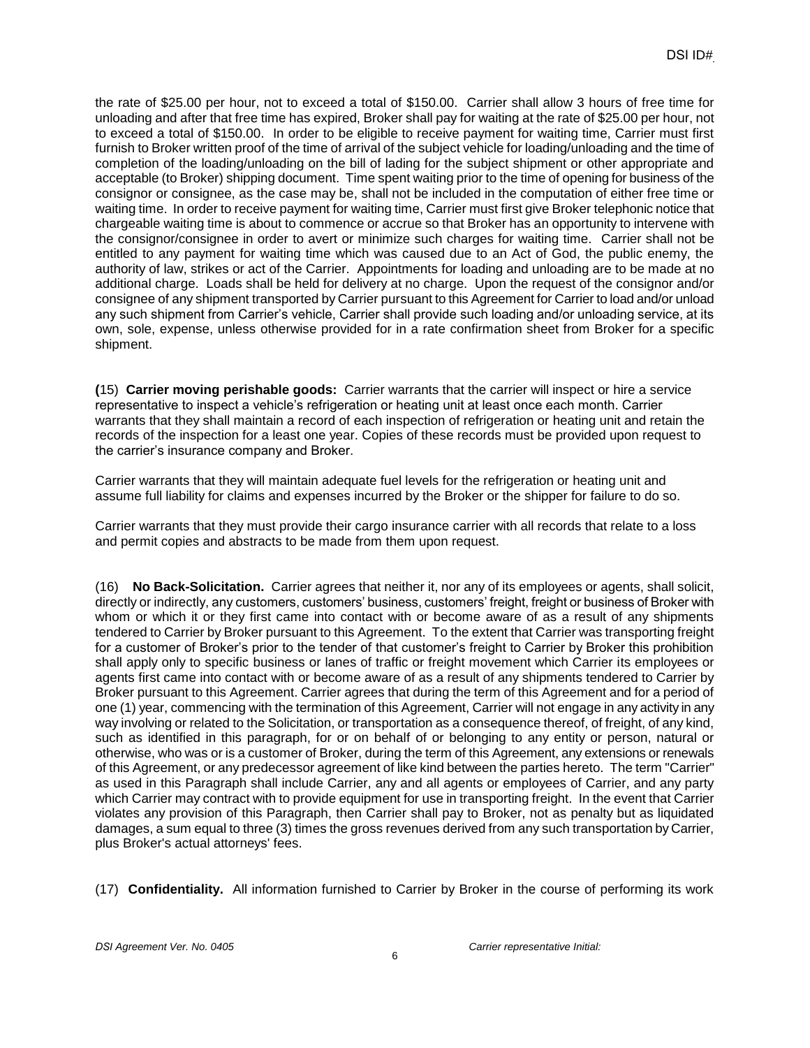the rate of $25.00 per hour, not to exceed a total of $150.00. Carrier shall allow 3 hours of free time for unloading and after that free time has expired, Broker shall pay for waiting at the rate of $25.00 per hour, not to exceed a total of $150.00. In order to be eligible to receive payment for waiting time, Carrier must first furnish to Broker written proof of the time of arrival of the subject vehicle for loading/unloading and the time of completion of the loading/unloading on the bill of lading for the subject shipment or other appropriate and acceptable (to Broker) shipping document. Time spent waiting prior to the time of opening for business of the consignor or consignee, as the case may be, shall not be included in the computation of either free time or waiting time. In order to receive payment for waiting time, Carrier must first give Broker telephonic notice that chargeable waiting time is about to commence or accrue so that Broker has an opportunity to intervene with the consignor/consignee in order to avert or minimize such charges for waiting time. Carrier shall not be entitled to any payment for waiting time which was caused due to an Act of God, the public enemy, the authority of law, strikes or act of the Carrier. Appointments for loading and unloading are to be made at no additional charge. Loads shall be held for delivery at no charge. Upon the request of the consignor and/or consignee of any shipment transported by Carrier pursuant to this Agreement for Carrier to load and/or unload any such shipment from Carrier's vehicle, Carrier shall provide such loading and/or unloading service, at its own, sole, expense, unless otherwise provided for in a rate confirmation sheet from Broker for a specific shipment.

**(**15) **Carrier moving perishable goods:** Carrier warrants that the carrier will inspect or hire a service representative to inspect a vehicle's refrigeration or heating unit at least once each month. Carrier warrants that they shall maintain a record of each inspection of refrigeration or heating unit and retain the records of the inspection for a least one year. Copies of these records must be provided upon request to the carrier's insurance company and Broker.

Carrier warrants that they will maintain adequate fuel levels for the refrigeration or heating unit and assume full liability for claims and expenses incurred by the Broker or the shipper for failure to do so.

Carrier warrants that they must provide their cargo insurance carrier with all records that relate to a loss and permit copies and abstracts to be made from them upon request.

(16) **No Back-Solicitation.** Carrier agrees that neither it, nor any of its employees or agents, shall solicit, directly or indirectly, any customers, customers' business, customers' freight, freight or business of Broker with whom or which it or they first came into contact with or become aware of as a result of any shipments tendered to Carrier by Broker pursuant to this Agreement. To the extent that Carrier was transporting freight for a customer of Broker's prior to the tender of that customer's freight to Carrier by Broker this prohibition shall apply only to specific business or lanes of traffic or freight movement which Carrier its employees or agents first came into contact with or become aware of as a result of any shipments tendered to Carrier by Broker pursuant to this Agreement. Carrier agrees that during the term of this Agreement and for a period of one (1) year, commencing with the termination of this Agreement, Carrier will not engage in any activity in any way involving or related to the Solicitation, or transportation as a consequence thereof, of freight, of any kind, such as identified in this paragraph, for or on behalf of or belonging to any entity or person, natural or otherwise, who was or is a customer of Broker, during the term of this Agreement, any extensions or renewals of this Agreement, or any predecessor agreement of like kind between the parties hereto. The term "Carrier" as used in this Paragraph shall include Carrier, any and all agents or employees of Carrier, and any party which Carrier may contract with to provide equipment for use in transporting freight. In the event that Carrier violates any provision of this Paragraph, then Carrier shall pay to Broker, not as penalty but as liquidated damages, a sum equal to three (3) times the gross revenues derived from any such transportation by Carrier, plus Broker's actual attorneys' fees.

(17) **Confidentiality.** All information furnished to Carrier by Broker in the course of performing its work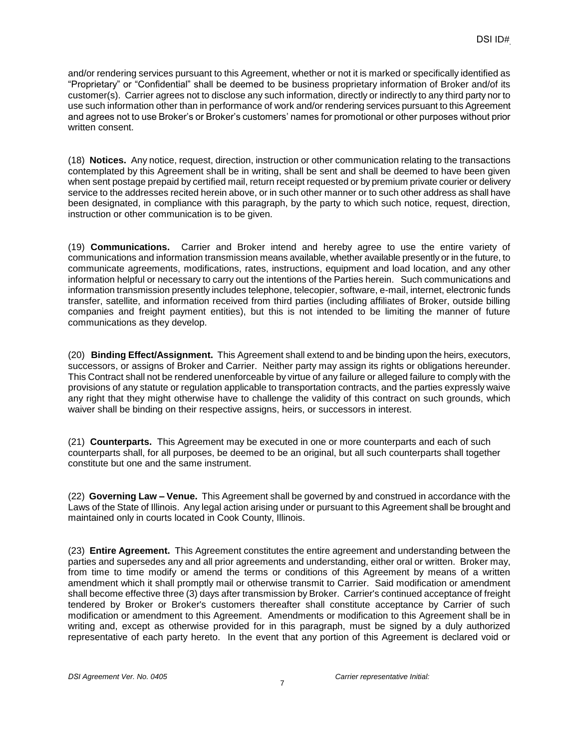and/or rendering services pursuant to this Agreement, whether or not it is marked or specifically identified as "Proprietary" or "Confidential" shall be deemed to be business proprietary information of Broker and/of its customer(s). Carrier agrees not to disclose any such information, directly or indirectly to any third party nor to use such information other than in performance of work and/or rendering services pursuant to this Agreement and agrees not to use Broker's or Broker's customers' names for promotional or other purposes without prior written consent.

(18) **Notices.** Any notice, request, direction, instruction or other communication relating to the transactions contemplated by this Agreement shall be in writing, shall be sent and shall be deemed to have been given when sent postage prepaid by certified mail, return receipt requested or by premium private courier or delivery service to the addresses recited herein above, or in such other manner or to such other address as shall have been designated, in compliance with this paragraph, by the party to which such notice, request, direction, instruction or other communication is to be given.

(19) **Communications.** Carrier and Broker intend and hereby agree to use the entire variety of communications and information transmission means available, whether available presently or in the future, to communicate agreements, modifications, rates, instructions, equipment and load location, and any other information helpful or necessary to carry out the intentions of the Parties herein. Such communications and information transmission presently includes telephone, telecopier, software, e-mail, internet, electronic funds transfer, satellite, and information received from third parties (including affiliates of Broker, outside billing companies and freight payment entities), but this is not intended to be limiting the manner of future communications as they develop.

(20) **Binding Effect/Assignment.** This Agreement shall extend to and be binding upon the heirs, executors, successors, or assigns of Broker and Carrier. Neither party may assign its rights or obligations hereunder. This Contract shall not be rendered unenforceable by virtue of any failure or alleged failure to comply with the provisions of any statute or regulation applicable to transportation contracts, and the parties expressly waive any right that they might otherwise have to challenge the validity of this contract on such grounds, which waiver shall be binding on their respective assigns, heirs, or successors in interest.

(21) **Counterparts.** This Agreement may be executed in one or more counterparts and each of such counterparts shall, for all purposes, be deemed to be an original, but all such counterparts shall together constitute but one and the same instrument.

(22) **Governing Law – Venue.** This Agreement shall be governed by and construed in accordance with the Laws of the State of Illinois. Any legal action arising under or pursuant to this Agreement shall be brought and maintained only in courts located in Cook County, Illinois.

(23) **Entire Agreement.** This Agreement constitutes the entire agreement and understanding between the parties and supersedes any and all prior agreements and understanding, either oral or written. Broker may, from time to time modify or amend the terms or conditions of this Agreement by means of a written amendment which it shall promptly mail or otherwise transmit to Carrier. Said modification or amendment shall become effective three (3) days after transmission by Broker. Carrier's continued acceptance of freight tendered by Broker or Broker's customers thereafter shall constitute acceptance by Carrier of such modification or amendment to this Agreement. Amendments or modification to this Agreement shall be in writing and, except as otherwise provided for in this paragraph, must be signed by a duly authorized representative of each party hereto. In the event that any portion of this Agreement is declared void or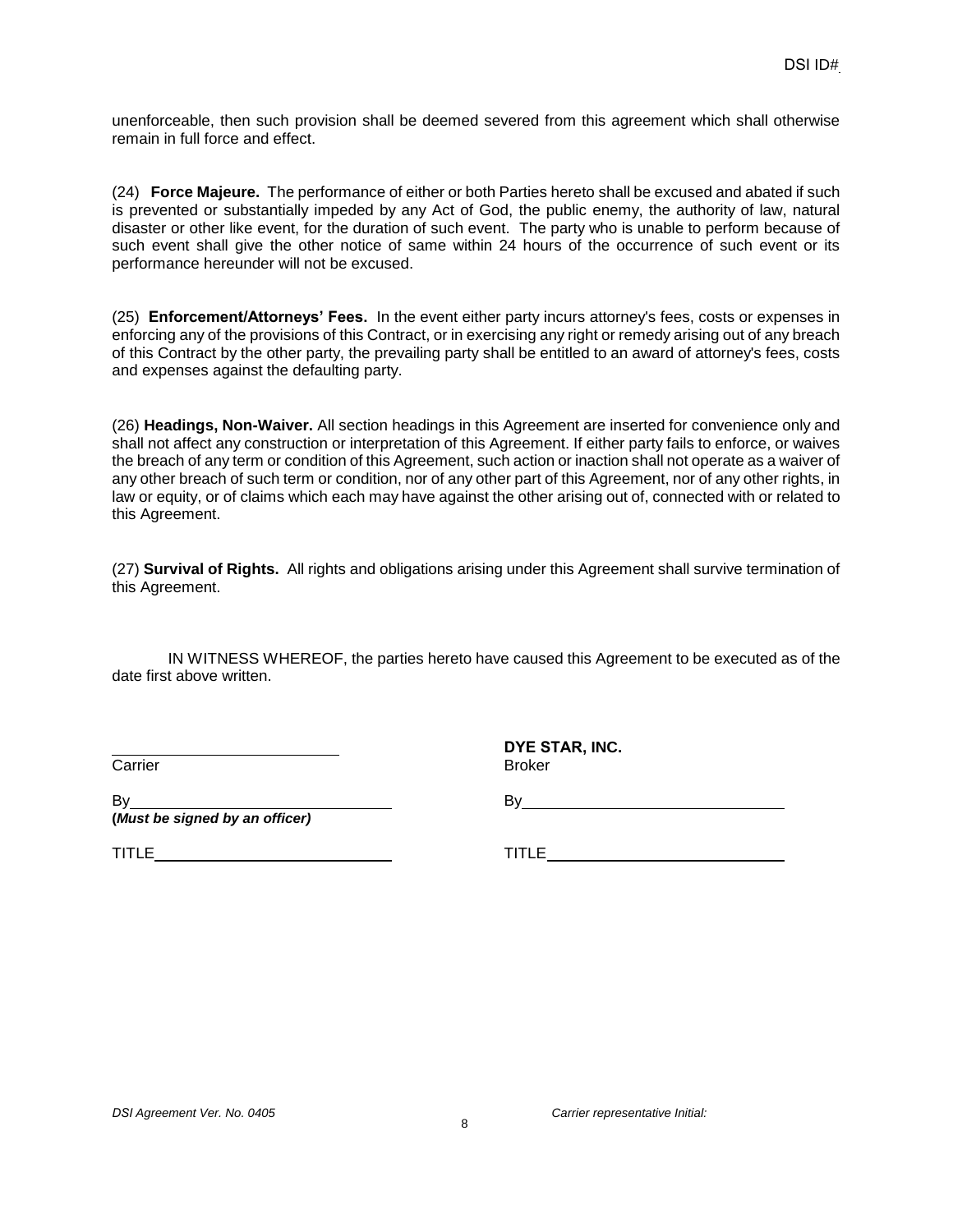unenforceable, then such provision shall be deemed severed from this agreement which shall otherwise remain in full force and effect.

(24) **Force Majeure.** The performance of either or both Parties hereto shall be excused and abated if such is prevented or substantially impeded by any Act of God, the public enemy, the authority of law, natural disaster or other like event, for the duration of such event. The party who is unable to perform because of such event shall give the other notice of same within 24 hours of the occurrence of such event or its performance hereunder will not be excused.

(25) **Enforcement/Attorneys' Fees.** In the event either party incurs attorney's fees, costs or expenses in enforcing any of the provisions of this Contract, or in exercising any right or remedy arising out of any breach of this Contract by the other party, the prevailing party shall be entitled to an award of attorney's fees, costs and expenses against the defaulting party.

(26) **Headings, Non-Waiver.** All section headings in this Agreement are inserted for convenience only and shall not affect any construction or interpretation of this Agreement. If either party fails to enforce, or waives the breach of any term or condition of this Agreement, such action or inaction shall not operate as a waiver of any other breach of such term or condition, nor of any other part of this Agreement, nor of any other rights, in law or equity, or of claims which each may have against the other arising out of, connected with or related to this Agreement.

(27) **Survival of Rights.** All rights and obligations arising under this Agreement shall survive termination of this Agreement.

IN WITNESS WHEREOF, the parties hereto have caused this Agreement to be executed as of the date first above written.

| ____________________________ | **DYE STAR, INC.** |
|---|---|
| Carrier | Broker |
| By ____________________________ | By ____________________________ |
| **(*Must be signed by an officer)*** | |
| TITLE ____________________________ | TITLE ____________________________ |

*DSI Agreement Ver. No. 0405* *Carrier representative Initial:*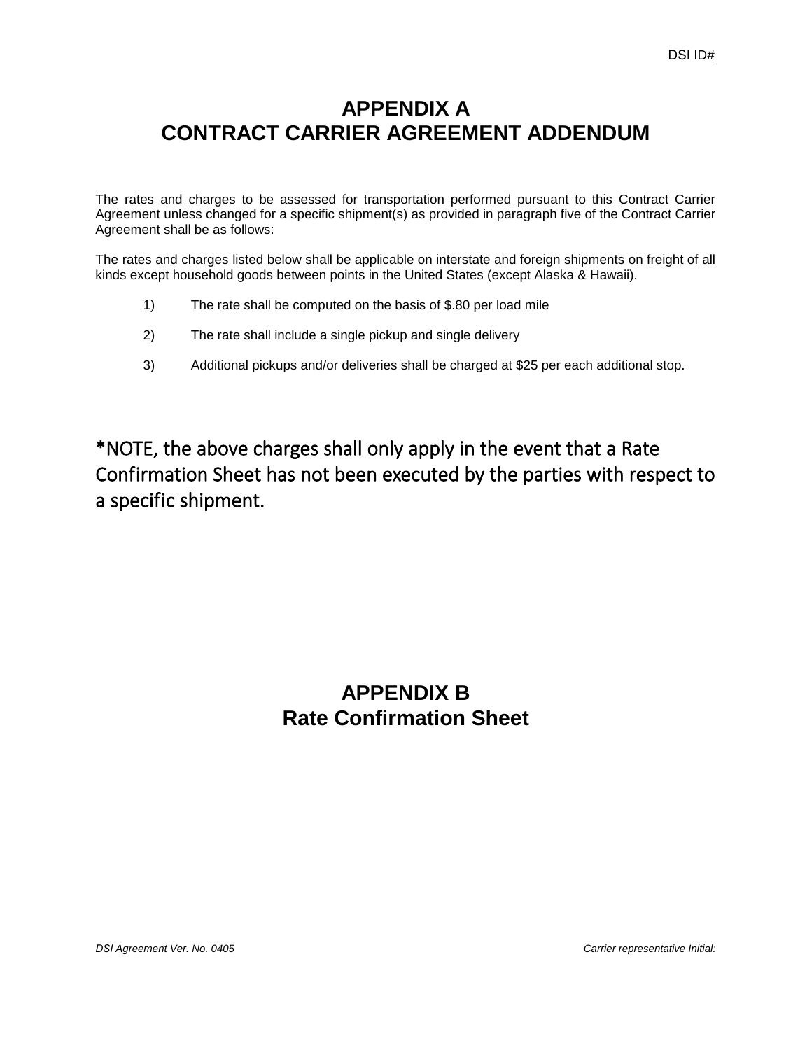DSI ID#

# APPENDIX A
# CONTRACT CARRIER AGREEMENT ADDENDUM

The rates and charges to be assessed for transportation performed pursuant to this Contract Carrier Agreement unless changed for a specific shipment(s) as provided in paragraph five of the Contract Carrier Agreement shall be as follows:

The rates and charges listed below shall be applicable on interstate and foreign shipments on freight of all kinds except household goods between points in the United States (except Alaska & Hawaii).

1) The rate shall be computed on the basis of $.80 per load mile

2) The rate shall include a single pickup and single delivery

3) Additional pickups and/or deliveries shall be charged at $25 per each additional stop.

*NOTE, the above charges shall only apply in the event that a Rate Confirmation Sheet has not been executed by the parties with respect to a specific shipment.

# APPENDIX B
# Rate Confirmation Sheet

*DSI Agreement Ver. No. 0405* *Carrier representative Initial:*